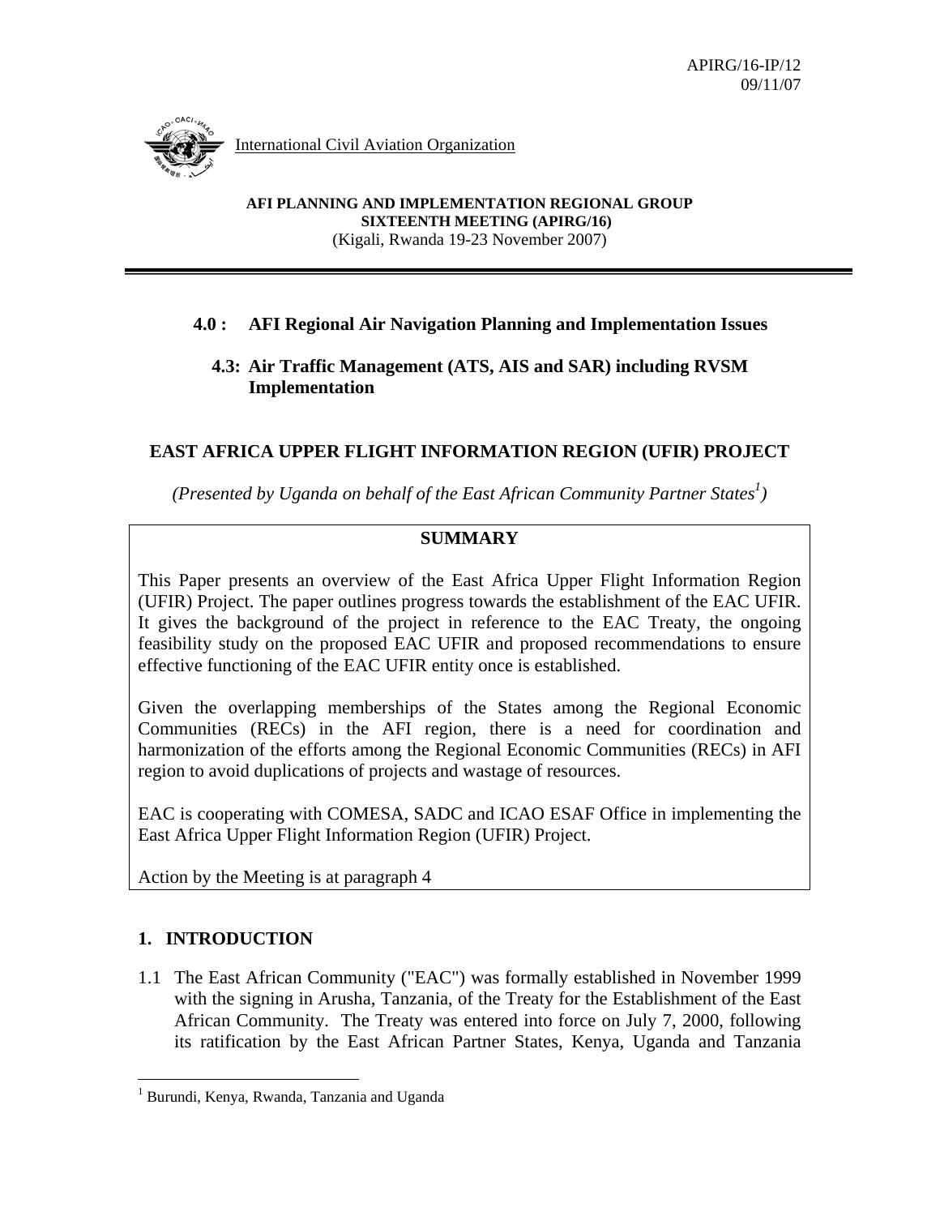APIRG/16-IP/12
09/11/07

International Civil Aviation Organization

**AFI PLANNING AND IMPLEMENTATION REGIONAL GROUP**
**SIXTEENTH MEETING (APIRG/16)**
(Kigali, Rwanda 19-23 November 2007)

**4.0 : AFI Regional Air Navigation Planning and Implementation Issues**

**4.3: Air Traffic Management (ATS, AIS and SAR) including RVSM Implementation**

## EAST AFRICA UPPER FLIGHT INFORMATION REGION (UFIR) PROJECT

*(Presented by Uganda on behalf of the East African Community Partner States[1])*

**SUMMARY**

This Paper presents an overview of the East Africa Upper Flight Information Region (UFIR) Project. The paper outlines progress towards the establishment of the EAC UFIR. It gives the background of the project in reference to the EAC Treaty, the ongoing feasibility study on the proposed EAC UFIR and proposed recommendations to ensure effective functioning of the EAC UFIR entity once is established.

Given the overlapping memberships of the States among the Regional Economic Communities (RECs) in the AFI region, there is a need for coordination and harmonization of the efforts among the Regional Economic Communities (RECs) in AFI region to avoid duplications of projects and wastage of resources.

EAC is cooperating with COMESA, SADC and ICAO ESAF Office in implementing the East Africa Upper Flight Information Region (UFIR) Project.

Action by the Meeting is at paragraph 4

## 1. INTRODUCTION

1.1 The East African Community ("EAC") was formally established in November 1999 with the signing in Arusha, Tanzania, of the Treaty for the Establishment of the East African Community. The Treaty was entered into force on July 7, 2000, following its ratification by the East African Partner States, Kenya, Uganda and Tanzania

[1] Burundi, Kenya, Rwanda, Tanzania and Uganda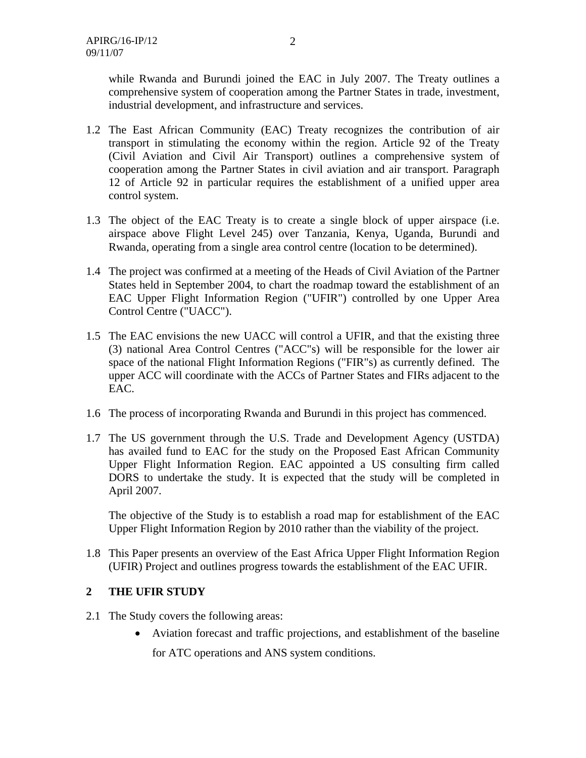while Rwanda and Burundi joined the EAC in July 2007. The Treaty outlines a comprehensive system of cooperation among the Partner States in trade, investment, industrial development, and infrastructure and services.

1.2 The East African Community (EAC) Treaty recognizes the contribution of air transport in stimulating the economy within the region. Article 92 of the Treaty (Civil Aviation and Civil Air Transport) outlines a comprehensive system of cooperation among the Partner States in civil aviation and air transport. Paragraph 12 of Article 92 in particular requires the establishment of a unified upper area control system.

1.3 The object of the EAC Treaty is to create a single block of upper airspace (i.e. airspace above Flight Level 245) over Tanzania, Kenya, Uganda, Burundi and Rwanda, operating from a single area control centre (location to be determined).

1.4 The project was confirmed at a meeting of the Heads of Civil Aviation of the Partner States held in September 2004, to chart the roadmap toward the establishment of an EAC Upper Flight Information Region ("UFIR") controlled by one Upper Area Control Centre ("UACC").

1.5 The EAC envisions the new UACC will control a UFIR, and that the existing three (3) national Area Control Centres ("ACC"s) will be responsible for the lower air space of the national Flight Information Regions ("FIR"s) as currently defined. The upper ACC will coordinate with the ACCs of Partner States and FIRs adjacent to the EAC.

1.6 The process of incorporating Rwanda and Burundi in this project has commenced.

1.7 The US government through the U.S. Trade and Development Agency (USTDA) has availed fund to EAC for the study on the Proposed East African Community Upper Flight Information Region. EAC appointed a US consulting firm called DORS to undertake the study. It is expected that the study will be completed in April 2007.

The objective of the Study is to establish a road map for establishment of the EAC Upper Flight Information Region by 2010 rather than the viability of the project.

1.8 This Paper presents an overview of the East Africa Upper Flight Information Region (UFIR) Project and outlines progress towards the establishment of the EAC UFIR.

## 2 THE UFIR STUDY

2.1 The Study covers the following areas:

- Aviation forecast and traffic projections, and establishment of the baseline for ATC operations and ANS system conditions.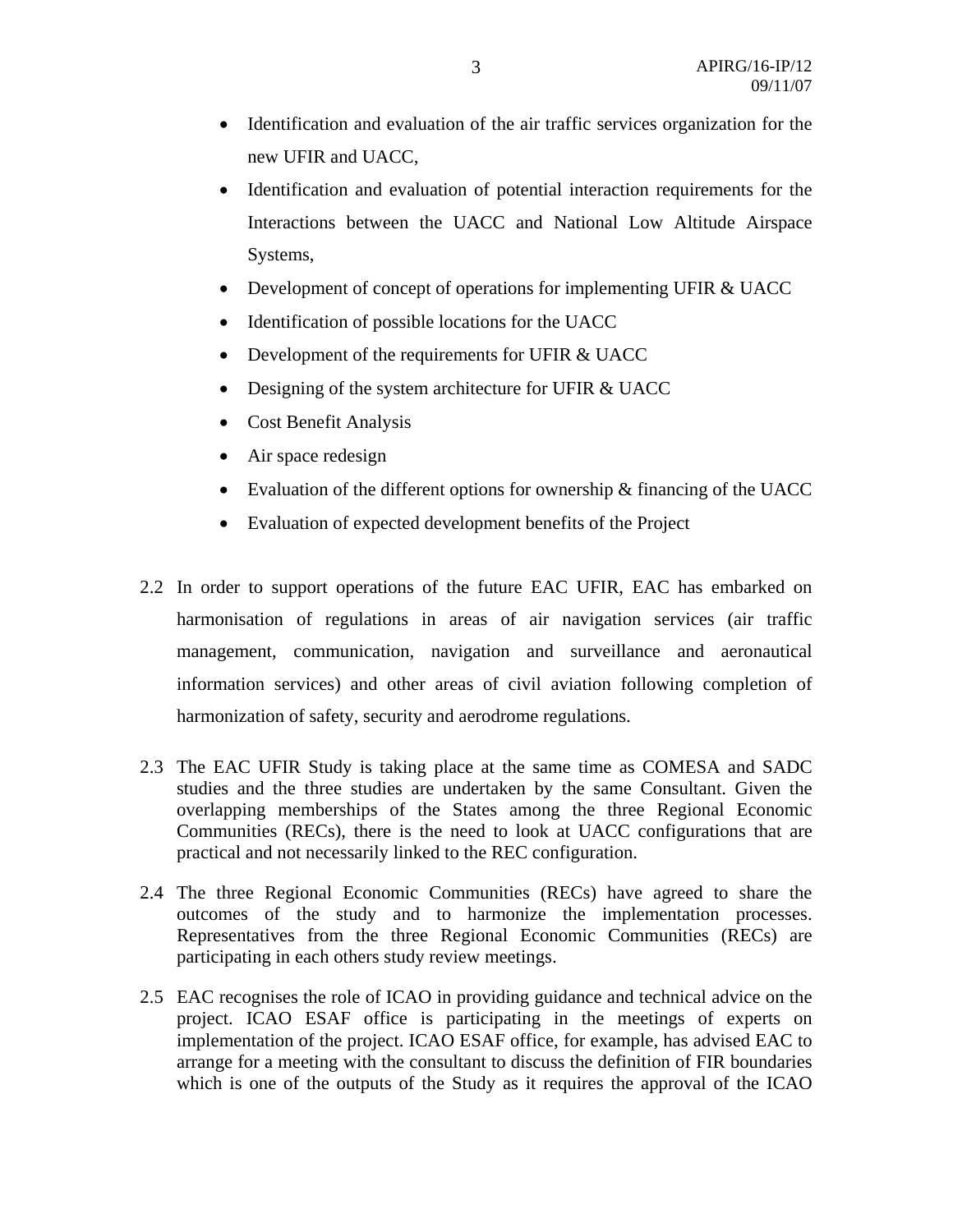- Identification and evaluation of the air traffic services organization for the new UFIR and UACC,
- Identification and evaluation of potential interaction requirements for the Interactions between the UACC and National Low Altitude Airspace Systems,
- Development of concept of operations for implementing UFIR & UACC
- Identification of possible locations for the UACC
- Development of the requirements for UFIR & UACC
- Designing of the system architecture for UFIR & UACC
- Cost Benefit Analysis
- Air space redesign
- Evaluation of the different options for ownership & financing of the UACC
- Evaluation of expected development benefits of the Project

2.2 In order to support operations of the future EAC UFIR, EAC has embarked on harmonisation of regulations in areas of air navigation services (air traffic management, communication, navigation and surveillance and aeronautical information services) and other areas of civil aviation following completion of harmonization of safety, security and aerodrome regulations.

2.3 The EAC UFIR Study is taking place at the same time as COMESA and SADC studies and the three studies are undertaken by the same Consultant. Given the overlapping memberships of the States among the three Regional Economic Communities (RECs), there is the need to look at UACC configurations that are practical and not necessarily linked to the REC configuration.

2.4 The three Regional Economic Communities (RECs) have agreed to share the outcomes of the study and to harmonize the implementation processes. Representatives from the three Regional Economic Communities (RECs) are participating in each others study review meetings.

2.5 EAC recognises the role of ICAO in providing guidance and technical advice on the project. ICAO ESAF office is participating in the meetings of experts on implementation of the project. ICAO ESAF office, for example, has advised EAC to arrange for a meeting with the consultant to discuss the definition of FIR boundaries which is one of the outputs of the Study as it requires the approval of the ICAO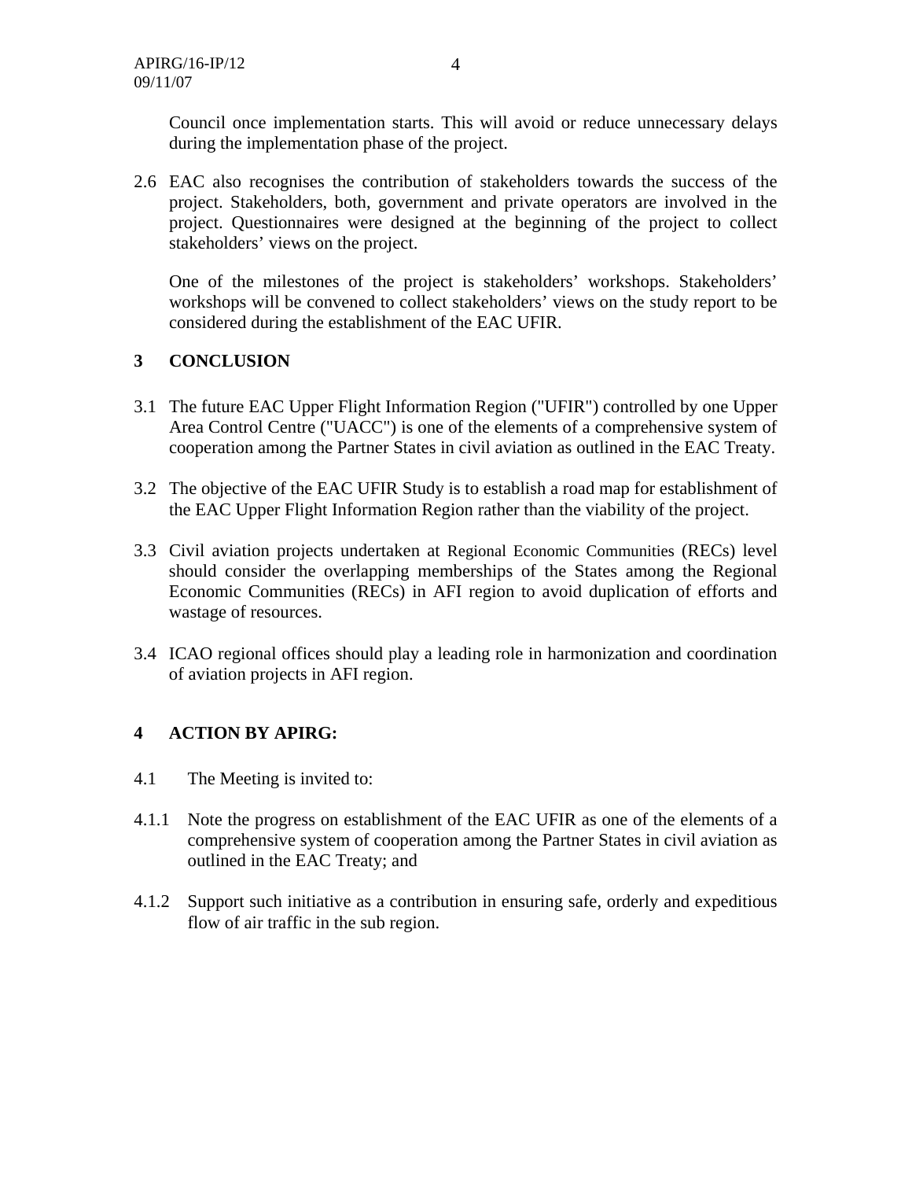Council once implementation starts. This will avoid or reduce unnecessary delays during the implementation phase of the project.

2.6 EAC also recognises the contribution of stakeholders towards the success of the project. Stakeholders, both, government and private operators are involved in the project. Questionnaires were designed at the beginning of the project to collect stakeholders' views on the project.

One of the milestones of the project is stakeholders' workshops. Stakeholders' workshops will be convened to collect stakeholders' views on the study report to be considered during the establishment of the EAC UFIR.

## 3 CONCLUSION

3.1 The future EAC Upper Flight Information Region ("UFIR") controlled by one Upper Area Control Centre ("UACC") is one of the elements of a comprehensive system of cooperation among the Partner States in civil aviation as outlined in the EAC Treaty.

3.2 The objective of the EAC UFIR Study is to establish a road map for establishment of the EAC Upper Flight Information Region rather than the viability of the project.

3.3 Civil aviation projects undertaken at Regional Economic Communities (RECs) level should consider the overlapping memberships of the States among the Regional Economic Communities (RECs) in AFI region to avoid duplication of efforts and wastage of resources.

3.4 ICAO regional offices should play a leading role in harmonization and coordination of aviation projects in AFI region.

## 4 ACTION BY APIRG:

4.1 The Meeting is invited to:

4.1.1 Note the progress on establishment of the EAC UFIR as one of the elements of a comprehensive system of cooperation among the Partner States in civil aviation as outlined in the EAC Treaty; and

4.1.2 Support such initiative as a contribution in ensuring safe, orderly and expeditious flow of air traffic in the sub region.